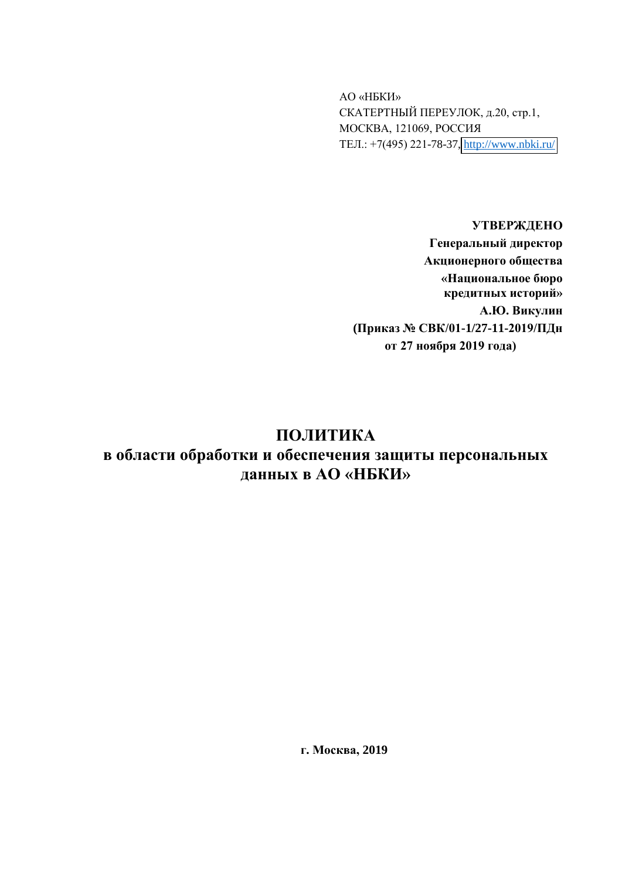АО «НБКИ»
СКАТЕРТНЫЙ ПЕРЕУЛОК, д.20, стр.1,
МОСКВА, 121069, РОССИЯ
ТЕЛ.: +7(495) 221-78-37, http://www.nbki.ru/

**УТВЕРЖДЕНО**
**Генеральный директор**
**Акционерного общества**
**«Национальное бюро кредитных историй»**
**А.Ю. Викулин**
**(Приказ № СВК/01-1/27-11-2019/ПДн от 27 ноября 2019 года)**

# ПОЛИТИКА
## в области обработки и обеспечения защиты персональных данных в АО «НБКИ»

**г. Москва, 2019**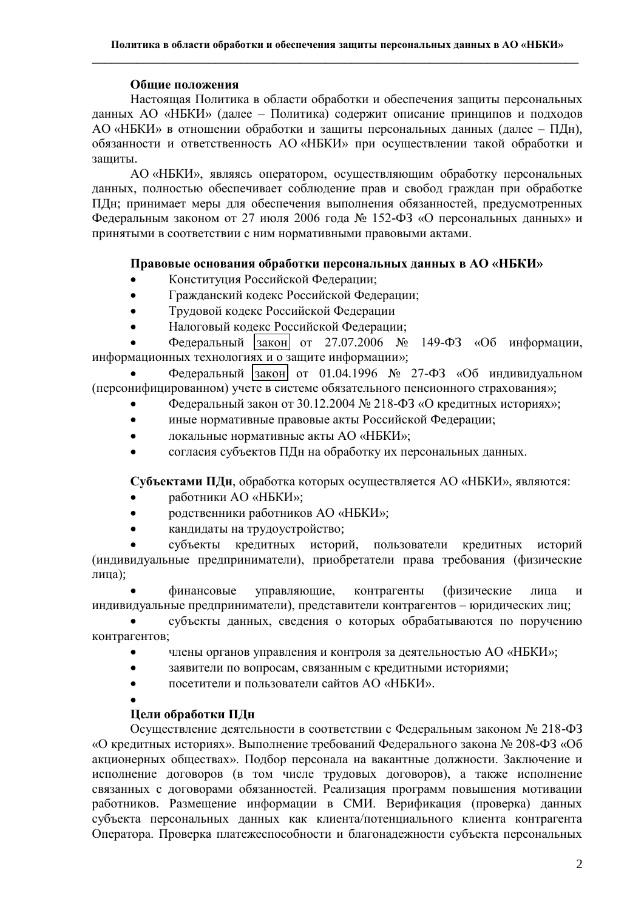**Общие положения**

Настоящая Политика в области обработки и обеспечения защиты персональных данных АО «НБКИ» (далее – Политика) содержит описание принципов и подходов АО «НБКИ» в отношении обработки и защиты персональных данных (далее – ПДн), обязанности и ответственность АО «НБКИ» при осуществлении такой обработки и защиты.

АО «НБКИ», являясь оператором, осуществляющим обработку персональных данных, полностью обеспечивает соблюдение прав и свобод граждан при обработке ПДн; принимает меры для обеспечения выполнения обязанностей, предусмотренных Федеральным законом от 27 июля 2006 года № 152-ФЗ «О персональных данных» и принятыми в соответствии с ним нормативными правовыми актами.

**Правовые основания обработки персональных данных в АО «НБКИ»**

- Конституция Российской Федерации;
- Гражданский кодекс Российской Федерации;
- Трудовой кодекс Российской Федерации
- Налоговый кодекс Российской Федерации;
- Федеральный закон от 27.07.2006 № 149-ФЗ «Об информации, информационных технологиях и о защите информации»;
- Федеральный закон от 01.04.1996 № 27-ФЗ «Об индивидуальном (персонифицированном) учете в системе обязательного пенсионного страхования»;
- Федеральный закон от 30.12.2004 № 218-ФЗ «О кредитных историях»;
- иные нормативные правовые акты Российской Федерации;
- локальные нормативные акты АО «НБКИ»;
- согласия субъектов ПДн на обработку их персональных данных.

**Субъектами ПДн**, обработка которых осуществляется АО «НБКИ», являются:

- работники АО «НБКИ»;
- родственники работников АО «НБКИ»;
- кандидаты на трудоустройство;
- субъекты кредитных историй, пользователи кредитных историй (индивидуальные предприниматели), приобретатели права требования (физические лица);
- финансовые управляющие, контрагенты (физические лица и индивидуальные предприниматели), представители контрагентов – юридических лиц;
- субъекты данных, сведения о которых обрабатываются по поручению контрагентов;
- члены органов управления и контроля за деятельностью АО «НБКИ»;
- заявители по вопросам, связанным с кредитными историями;
- посетители и пользователи сайтов АО «НБКИ».

**Цели обработки ПДн**

Осуществление деятельности в соответствии с Федеральным законом № 218-ФЗ «О кредитных историях». Выполнение требований Федерального закона № 208-ФЗ «Об акционерных обществах». Подбор персонала на вакантные должности. Заключение и исполнение договоров (в том числе трудовых договоров), а также исполнение связанных с договорами обязанностей. Реализация программ повышения мотивации работников. Размещение информации в СМИ. Верификация (проверка) данных субъекта персональных данных как клиента/потенциального клиента контрагента Оператора. Проверка платежеспособности и благонадежности субъекта персональных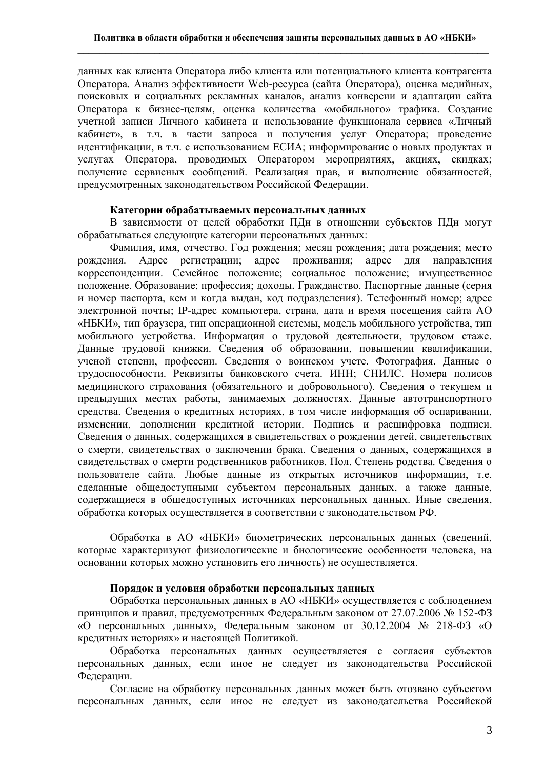данных как клиента Оператора либо клиента или потенциального клиента контрагента Оператора. Анализ эффективности Web-ресурса (сайта Оператора), оценка медийных, поисковых и социальных рекламных каналов, анализ конверсии и адаптации сайта Оператора к бизнес-целям, оценка количества «мобильного» трафика. Создание учетной записи Личного кабинета и использование функционала сервиса «Личный кабинет», в т.ч. в части запроса и получения услуг Оператора; проведение идентификации, в т.ч. с использованием ЕСИА; информирование о новых продуктах и услугах Оператора, проводимых Оператором мероприятиях, акциях, скидках; получение сервисных сообщений. Реализация прав, и выполнение обязанностей, предусмотренных законодательством Российской Федерации.

**Категории обрабатываемых персональных данных**

В зависимости от целей обработки ПДн в отношении субъектов ПДн могут обрабатываться следующие категории персональных данных:

Фамилия, имя, отчество. Год рождения; месяц рождения; дата рождения; место рождения. Адрес регистрации; адрес проживания; адрес для направления корреспонденции. Семейное положение; социальное положение; имущественное положение. Образование; профессия; доходы. Гражданство. Паспортные данные (серия и номер паспорта, кем и когда выдан, код подразделения). Телефонный номер; адрес электронной почты; IP-адрес компьютера, страна, дата и время посещения сайта АО «НБКИ», тип браузера, тип операционной системы, модель мобильного устройства, тип мобильного устройства. Информация о трудовой деятельности, трудовом стаже. Данные трудовой книжки. Сведения об образовании, повышении квалификации, ученой степени, профессии. Сведения о воинском учете. Фотография. Данные о трудоспособности. Реквизиты банковского счета. ИНН; СНИЛС. Номера полисов медицинского страхования (обязательного и добровольного). Сведения о текущем и предыдущих местах работы, занимаемых должностях. Данные автотранспортного средства. Сведения о кредитных историях, в том числе информация об оспаривании, изменении, дополнении кредитной истории. Подпись и расшифровка подписи. Сведения о данных, содержащихся в свидетельствах о рождении детей, свидетельствах о смерти, свидетельствах о заключении брака. Сведения о данных, содержащихся в свидетельствах о смерти родственников работников. Пол. Степень родства. Сведения о пользователе сайта. Любые данные из открытых источников информации, т.е. сделанные общедоступными субъектом персональных данных, а также данные, содержащиеся в общедоступных источниках персональных данных. Иные сведения, обработка которых осуществляется в соответствии с законодательством РФ.

Обработка в АО «НБКИ» биометрических персональных данных (сведений, которые характеризуют физиологические и биологические особенности человека, на основании которых можно установить его личность) не осуществляется.

**Порядок и условия обработки персональных данных**

Обработка персональных данных в АО «НБКИ» осуществляется с соблюдением принципов и правил, предусмотренных Федеральным законом от 27.07.2006 № 152-ФЗ «О персональных данных», Федеральным законом от 30.12.2004 № 218-ФЗ «О кредитных историях» и настоящей Политикой.

Обработка персональных данных осуществляется с согласия субъектов персональных данных, если иное не следует из законодательства Российской Федерации.

Согласие на обработку персональных данных может быть отозвано субъектом персональных данных, если иное не следует из законодательства Российской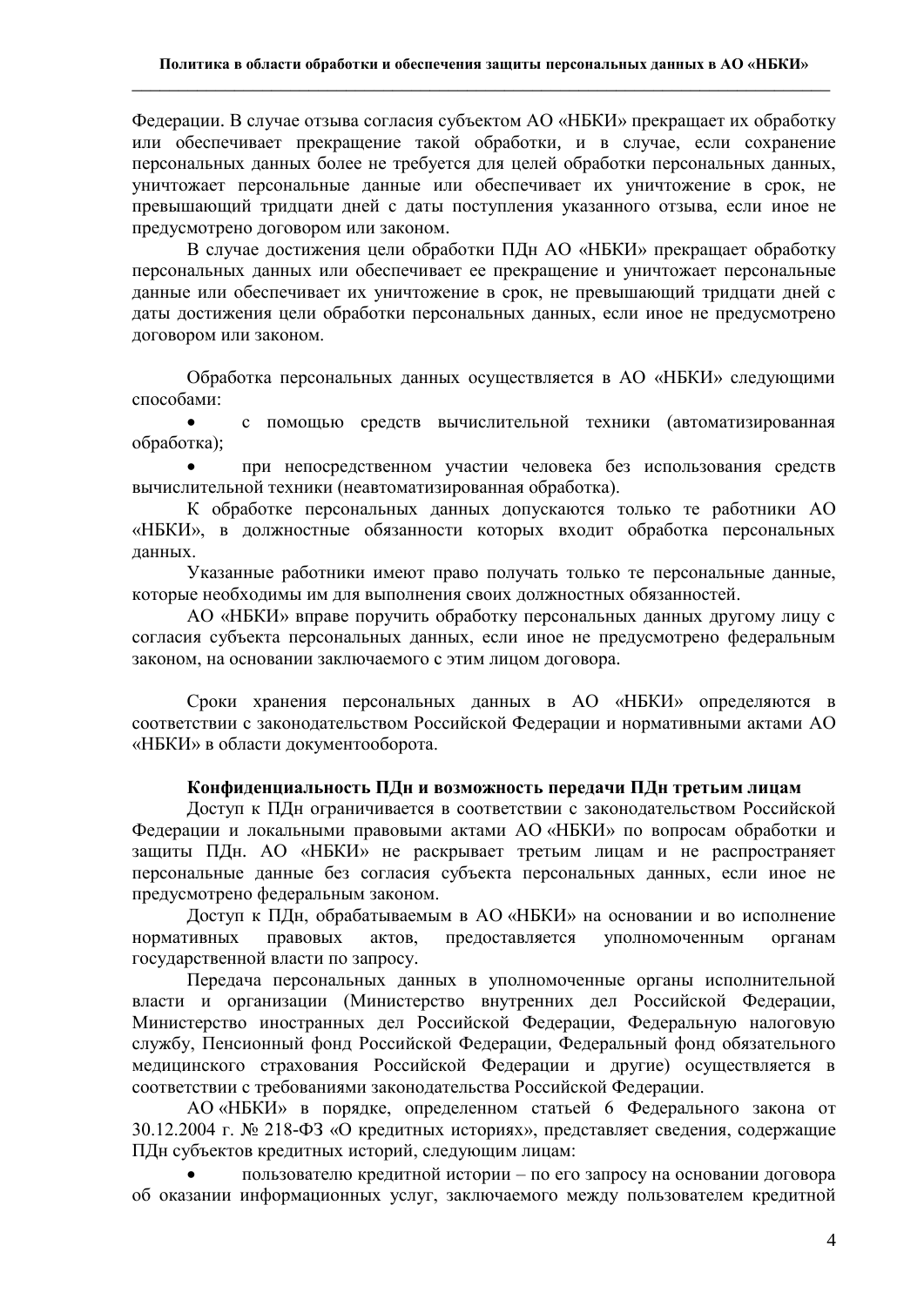Федерации. В случае отзыва согласия субъектом АО «НБКИ» прекращает их обработку или обеспечивает прекращение такой обработки, и в случае, если сохранение персональных данных более не требуется для целей обработки персональных данных, уничтожает персональные данные или обеспечивает их уничтожение в срок, не превышающий тридцати дней с даты поступления указанного отзыва, если иное не предусмотрено договором или законом.

В случае достижения цели обработки ПДн АО «НБКИ» прекращает обработку персональных данных или обеспечивает ее прекращение и уничтожает персональные данные или обеспечивает их уничтожение в срок, не превышающий тридцати дней с даты достижения цели обработки персональных данных, если иное не предусмотрено договором или законом.

Обработка персональных данных осуществляется в АО «НБКИ» следующими способами:

- с помощью средств вычислительной техники (автоматизированная обработка);
- при непосредственном участии человека без использования средств вычислительной техники (неавтоматизированная обработка).

К обработке персональных данных допускаются только те работники АО «НБКИ», в должностные обязанности которых входит обработка персональных данных.

Указанные работники имеют право получать только те персональные данные, которые необходимы им для выполнения своих должностных обязанностей.

АО «НБКИ» вправе поручить обработку персональных данных другому лицу с согласия субъекта персональных данных, если иное не предусмотрено федеральным законом, на основании заключаемого с этим лицом договора.

Сроки хранения персональных данных в АО «НБКИ» определяются в соответствии с законодательством Российской Федерации и нормативными актами АО «НБКИ» в области документооборота.

**Конфиденциальность ПДн и возможность передачи ПДн третьим лицам**

Доступ к ПДн ограничивается в соответствии с законодательством Российской Федерации и локальными правовыми актами АО «НБКИ» по вопросам обработки и защиты ПДн. АО «НБКИ» не раскрывает третьим лицам и не распространяет персональные данные без согласия субъекта персональных данных, если иное не предусмотрено федеральным законом.

Доступ к ПДн, обрабатываемым в АО «НБКИ» на основании и во исполнение нормативных правовых актов, предоставляется уполномоченным органам государственной власти по запросу.

Передача персональных данных в уполномоченные органы исполнительной власти и организации (Министерство внутренних дел Российской Федерации, Министерство иностранных дел Российской Федерации, Федеральную налоговую службу, Пенсионный фонд Российской Федерации, Федеральный фонд обязательного медицинского страхования Российской Федерации и другие) осуществляется в соответствии с требованиями законодательства Российской Федерации.

АО «НБКИ» в порядке, определенном статьей 6 Федерального закона от 30.12.2004 г. № 218-ФЗ «О кредитных историях», представляет сведения, содержащие ПДн субъектов кредитных историй, следующим лицам:

- пользователю кредитной истории – по его запросу на основании договора об оказании информационных услуг, заключаемого между пользователем кредитной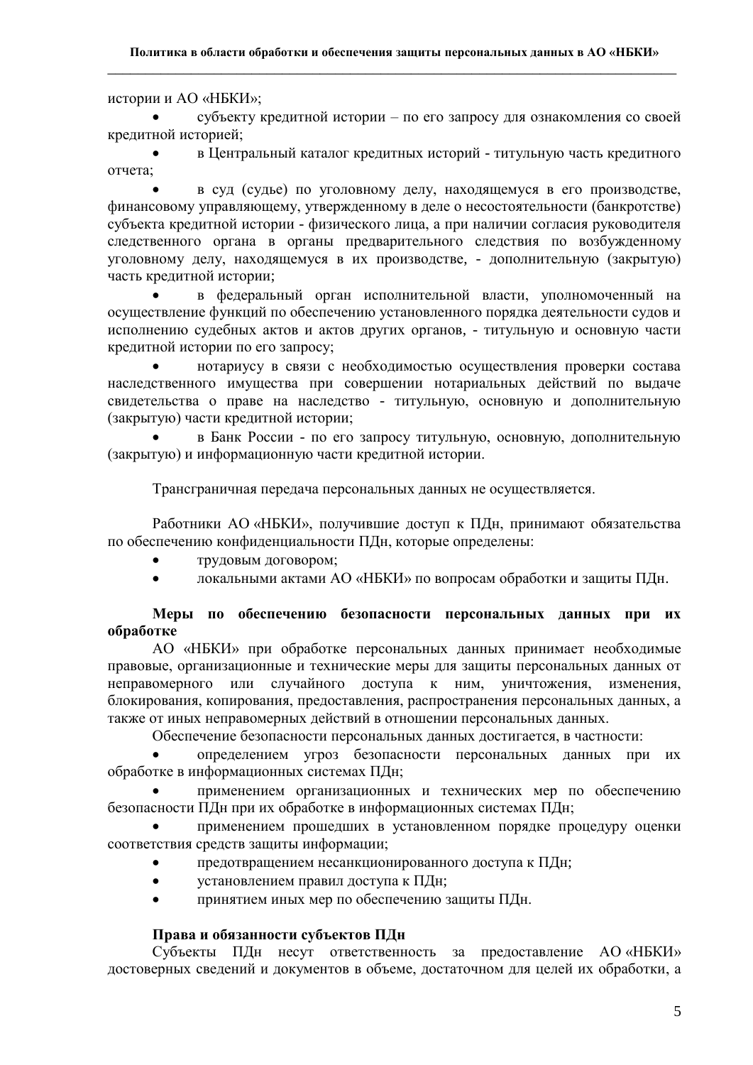истории и АО «НБКИ»;

- субъекту кредитной истории – по его запросу для ознакомления со своей кредитной историей;
- в Центральный каталог кредитных историй - титульную часть кредитного отчета;
- в суд (судье) по уголовному делу, находящемуся в его производстве, финансовому управляющему, утвержденному в деле о несостоятельности (банкротстве) субъекта кредитной истории - физического лица, а при наличии согласия руководителя следственного органа в органы предварительного следствия по возбужденному уголовному делу, находящемуся в их производстве, - дополнительную (закрытую) часть кредитной истории;
- в федеральный орган исполнительной власти, уполномоченный на осуществление функций по обеспечению установленного порядка деятельности судов и исполнению судебных актов и актов других органов, - титульную и основную части кредитной истории по его запросу;
- нотариусу в связи с необходимостью осуществления проверки состава наследственного имущества при совершении нотариальных действий по выдаче свидетельства о праве на наследство - титульную, основную и дополнительную (закрытую) части кредитной истории;
- в Банк России - по его запросу титульную, основную, дополнительную (закрытую) и информационную части кредитной истории.

Трансграничная передача персональных данных не осуществляется.

Работники АО «НБКИ», получившие доступ к ПДн, принимают обязательства по обеспечению конфиденциальности ПДн, которые определены:

- трудовым договором;
- локальными актами АО «НБКИ» по вопросам обработки и защиты ПДн.

**Меры по обеспечению безопасности персональных данных при их обработке**

АО «НБКИ» при обработке персональных данных принимает необходимые правовые, организационные и технические меры для защиты персональных данных от неправомерного или случайного доступа к ним, уничтожения, изменения, блокирования, копирования, предоставления, распространения персональных данных, а также от иных неправомерных действий в отношении персональных данных.

Обеспечение безопасности персональных данных достигается, в частности:

- определением угроз безопасности персональных данных при их обработке в информационных системах ПДн;
- применением организационных и технических мер по обеспечению безопасности ПДн при их обработке в информационных системах ПДн;
- применением прошедших в установленном порядке процедуру оценки соответствия средств защиты информации;
- предотвращением несанкционированного доступа к ПДн;
- установлением правил доступа к ПДн;
- принятием иных мер по обеспечению защиты ПДн.

**Права и обязанности субъектов ПДн**

Субъекты ПДн несут ответственность за предоставление АО «НБКИ» достоверных сведений и документов в объеме, достаточном для целей их обработки, а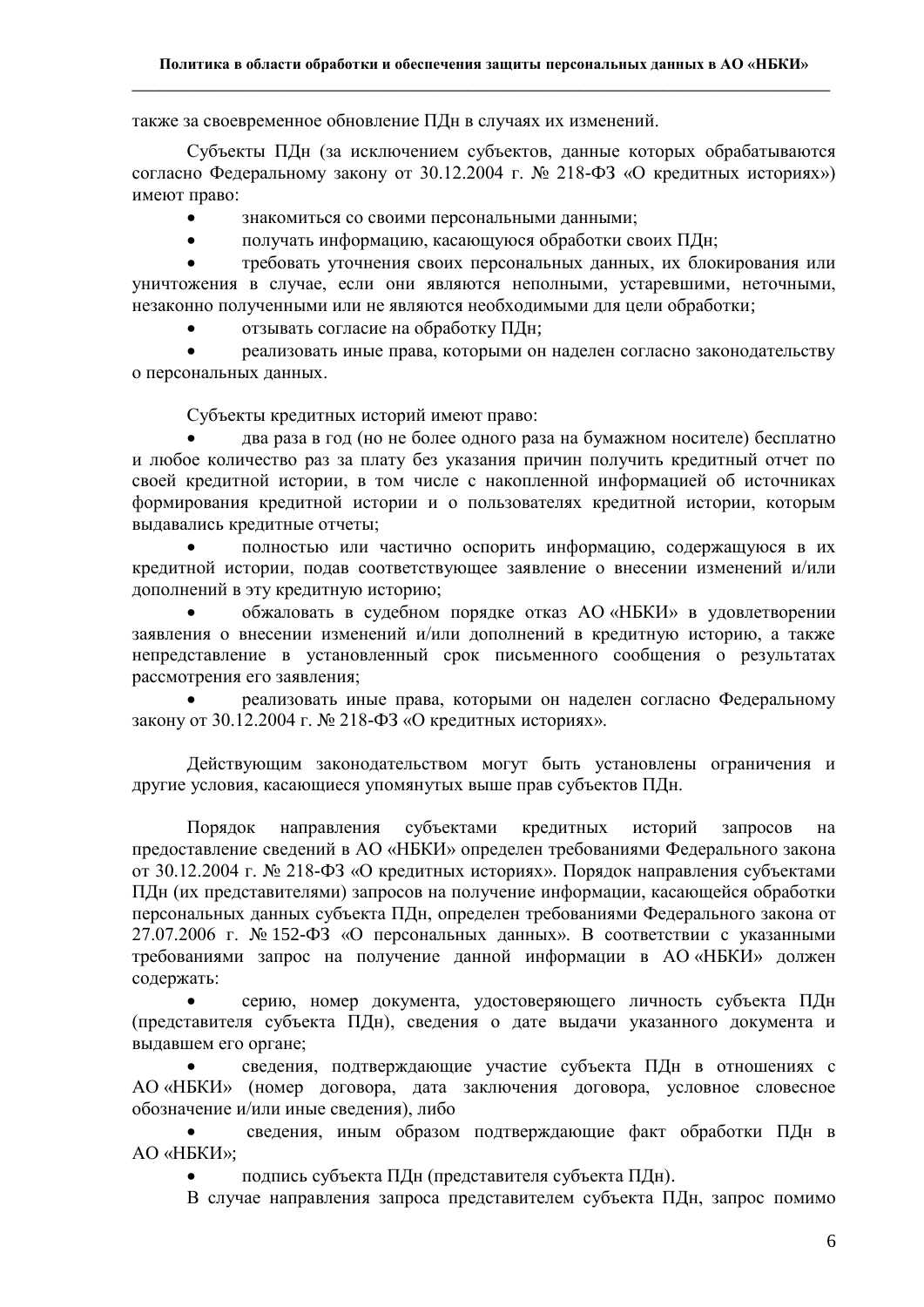также за своевременное обновление ПДн в случаях их изменений.

Субъекты ПДн (за исключением субъектов, данные которых обрабатываются согласно Федеральному закону от 30.12.2004 г. № 218-ФЗ «О кредитных историях») имеют право:

- знакомиться со своими персональными данными;
- получать информацию, касающуюся обработки своих ПДн;
- требовать уточнения своих персональных данных, их блокирования или уничтожения в случае, если они являются неполными, устаревшими, неточными, незаконно полученными или не являются необходимыми для цели обработки;
- отзывать согласие на обработку ПДн;
- реализовать иные права, которыми он наделен согласно законодательству о персональных данных.

Субъекты кредитных историй имеют право:

- два раза в год (но не более одного раза на бумажном носителе) бесплатно и любое количество раз за плату без указания причин получить кредитный отчет по своей кредитной истории, в том числе с накопленной информацией об источниках формирования кредитной истории и о пользователях кредитной истории, которым выдавались кредитные отчеты;
- полностью или частично оспорить информацию, содержащуюся в их кредитной истории, подав соответствующее заявление о внесении изменений и/или дополнений в эту кредитную историю;
- обжаловать в судебном порядке отказ АО «НБКИ» в удовлетворении заявления о внесении изменений и/или дополнений в кредитную историю, а также непредставление в установленный срок письменного сообщения о результатах рассмотрения его заявления;
- реализовать иные права, которыми он наделен согласно Федеральному закону от 30.12.2004 г. № 218-ФЗ «О кредитных историях».

Действующим законодательством могут быть установлены ограничения и другие условия, касающиеся упомянутых выше прав субъектов ПДн.

Порядок направления субъектами кредитных историй запросов на предоставление сведений в АО «НБКИ» определен требованиями Федерального закона от 30.12.2004 г. № 218-ФЗ «О кредитных историях». Порядок направления субъектами ПДн (их представителями) запросов на получение информации, касающейся обработки персональных данных субъекта ПДн, определен требованиями Федерального закона от 27.07.2006 г. № 152-ФЗ «О персональных данных». В соответствии с указанными требованиями запрос на получение данной информации в АО «НБКИ» должен содержать:

- серию, номер документа, удостоверяющего личность субъекта ПДн (представителя субъекта ПДн), сведения о дате выдачи указанного документа и выдавшем его органе;
- сведения, подтверждающие участие субъекта ПДн в отношениях с АО «НБКИ» (номер договора, дата заключения договора, условное словесное обозначение и/или иные сведения), либо
- сведения, иным образом подтверждающие факт обработки ПДн в АО «НБКИ»;
- подпись субъекта ПДн (представителя субъекта ПДн).

В случае направления запроса представителем субъекта ПДн, запрос помимо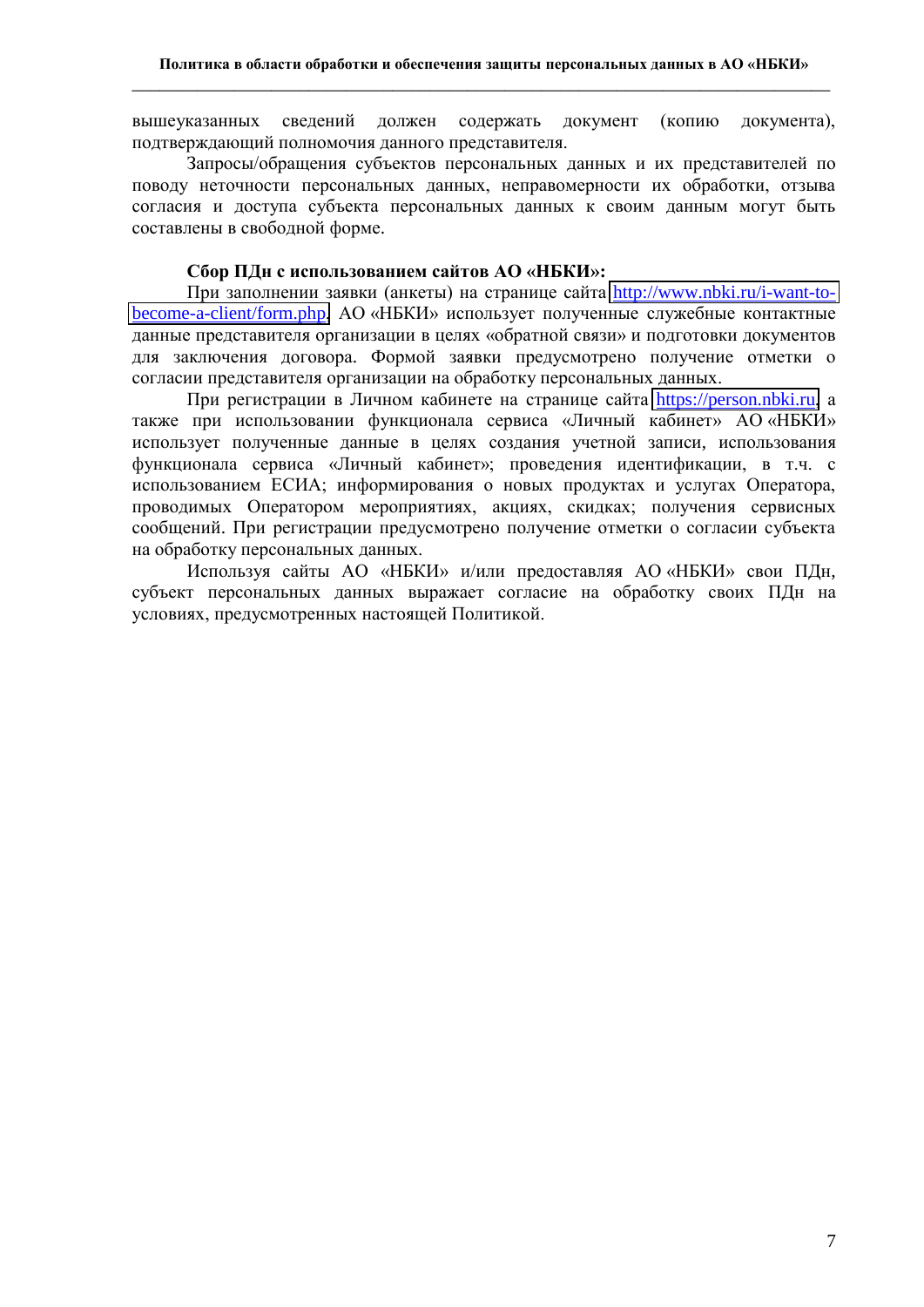вышеуказанных сведений должен содержать документ (копию документа), подтверждающий полномочия данного представителя.

Запросы/обращения субъектов персональных данных и их представителей по поводу неточности персональных данных, неправомерности их обработки, отзыва согласия и доступа субъекта персональных данных к своим данным могут быть составлены в свободной форме.

**Сбор ПДн с использованием сайтов АО «НБКИ»:**

При заполнении заявки (анкеты) на странице сайта http://www.nbki.ru/i-want-to-become-a-client/form.php, АО «НБКИ» использует полученные служебные контактные данные представителя организации в целях «обратной связи» и подготовки документов для заключения договора. Формой заявки предусмотрено получение отметки о согласии представителя организации на обработку персональных данных.

При регистрации в Личном кабинете на странице сайта https://person.nbki.ru, а также при использовании функционала сервиса «Личный кабинет» АО «НБКИ» использует полученные данные в целях создания учетной записи, использования функционала сервиса «Личный кабинет»; проведения идентификации, в т.ч. с использованием ЕСИА; информирования о новых продуктах и услугах Оператора, проводимых Оператором мероприятиях, акциях, скидках; получения сервисных сообщений. При регистрации предусмотрено получение отметки о согласии субъекта на обработку персональных данных.

Используя сайты АО «НБКИ» и/или предоставляя АО «НБКИ» свои ПДн, субъект персональных данных выражает согласие на обработку своих ПДн на условиях, предусмотренных настоящей Политикой.